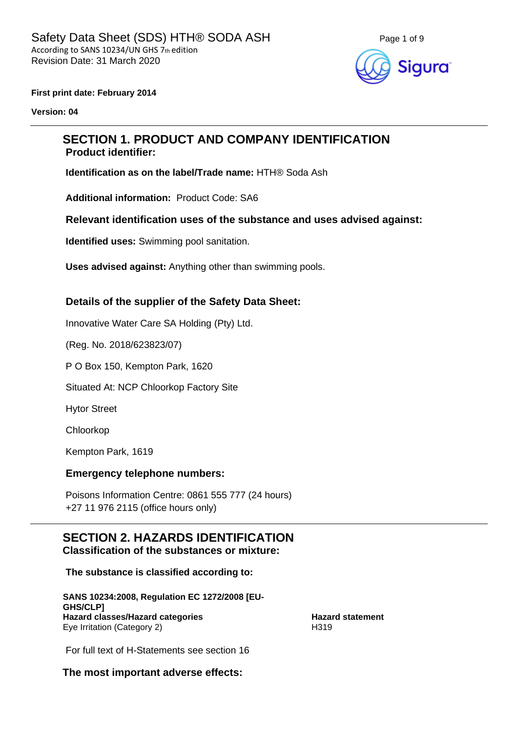Safety Data Sheet (SDS) HTH® SODA ASH
According to SANS 10234/UN GHS 7th edition
Revision Date: 31 March 2020

**First print date: February 2014**

**Version: 04**

## SECTION 1. PRODUCT AND COMPANY IDENTIFICATION

**Product identifier:**

**Identification as on the label/Trade name:** HTH® Soda Ash

**Additional information:** Product Code: SA6

**Relevant identification uses of the substance and uses advised against:**

**Identified uses:** Swimming pool sanitation.

**Uses advised against:** Anything other than swimming pools.

**Details of the supplier of the Safety Data Sheet:**

Innovative Water Care SA Holding (Pty) Ltd.

(Reg. No. 2018/623823/07)

P O Box 150, Kempton Park, 1620

Situated At: NCP Chloorkop Factory Site

Hytor Street

Chloorkop

Kempton Park, 1619

**Emergency telephone numbers:**

Poisons Information Centre: 0861 555 777 (24 hours)
+27 11 976 2115 (office hours only)

## SECTION 2. HAZARDS IDENTIFICATION

**Classification of the substances or mixture:**

**The substance is classified according to:**

**SANS 10234:2008, Regulation EC 1272/2008 [EU-GHS/CLP]**

| Hazard classes/Hazard categories | Hazard statement |
| --- | --- |
| Eye Irritation (Category 2) | H319 |

For full text of H-Statements see section 16

**The most important adverse effects:**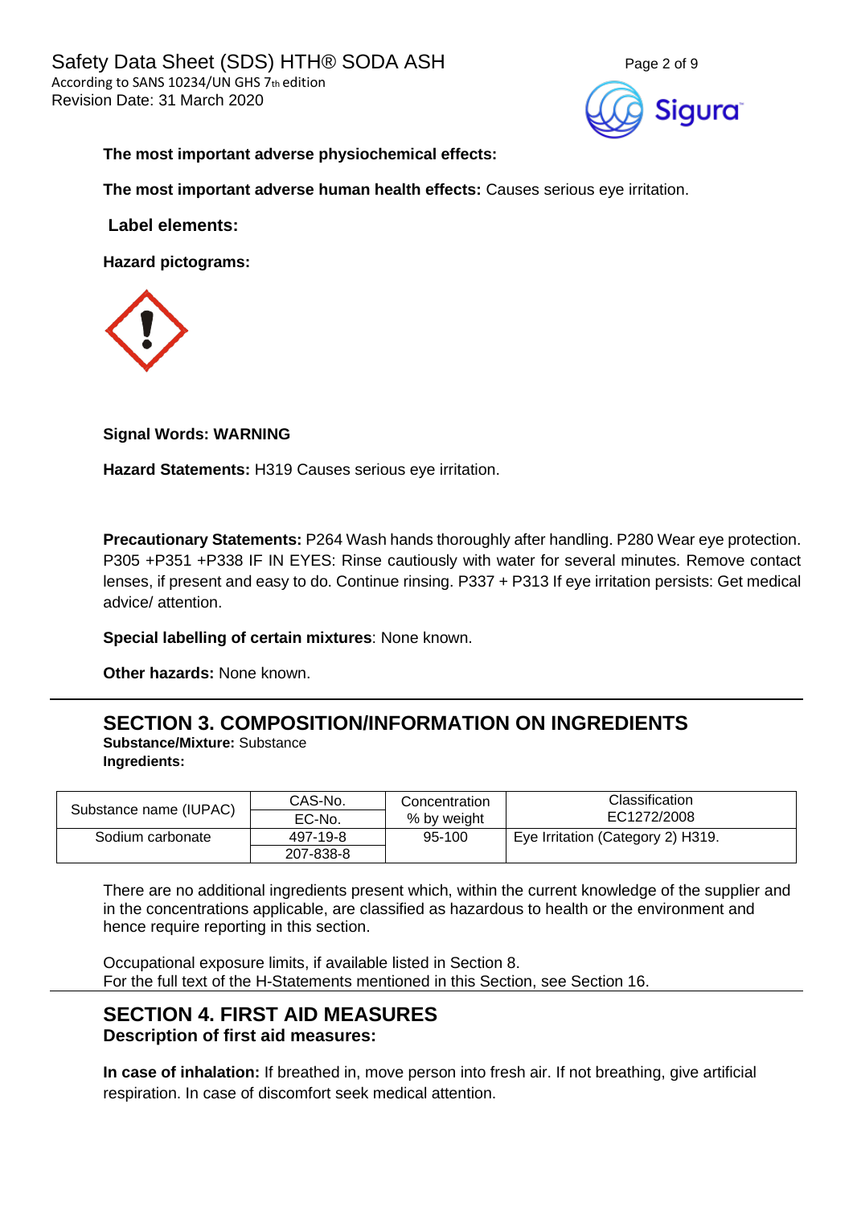**The most important adverse physiochemical effects:**

**The most important adverse human health effects:** Causes serious eye irritation.

**Label elements:**

**Hazard pictograms:**

**Signal Words: WARNING**

**Hazard Statements:** H319 Causes serious eye irritation.

**Precautionary Statements:** P264 Wash hands thoroughly after handling. P280 Wear eye protection. P305 +P351 +P338 IF IN EYES: Rinse cautiously with water for several minutes. Remove contact lenses, if present and easy to do. Continue rinsing. P337 + P313 If eye irritation persists: Get medical advice/ attention.

**Special labelling of certain mixtures**: None known.

**Other hazards:** None known.

## SECTION 3. COMPOSITION/INFORMATION ON INGREDIENTS

**Substance/Mixture:** Substance
**Ingredients:**

| Substance name (IUPAC) | CAS-No. / EC-No. | Concentration % by weight | Classification EC1272/2008 |
|---|---|---|---|
| Sodium carbonate | 497-19-8 / 207-838-8 | 95-100 | Eye Irritation (Category 2) H319. |

There are no additional ingredients present which, within the current knowledge of the supplier and in the concentrations applicable, are classified as hazardous to health or the environment and hence require reporting in this section.

Occupational exposure limits, if available listed in Section 8.
For the full text of the H-Statements mentioned in this Section, see Section 16.

## SECTION 4. FIRST AID MEASURES

**Description of first aid measures:**

**In case of inhalation:** If breathed in, move person into fresh air. If not breathing, give artificial respiration. In case of discomfort seek medical attention.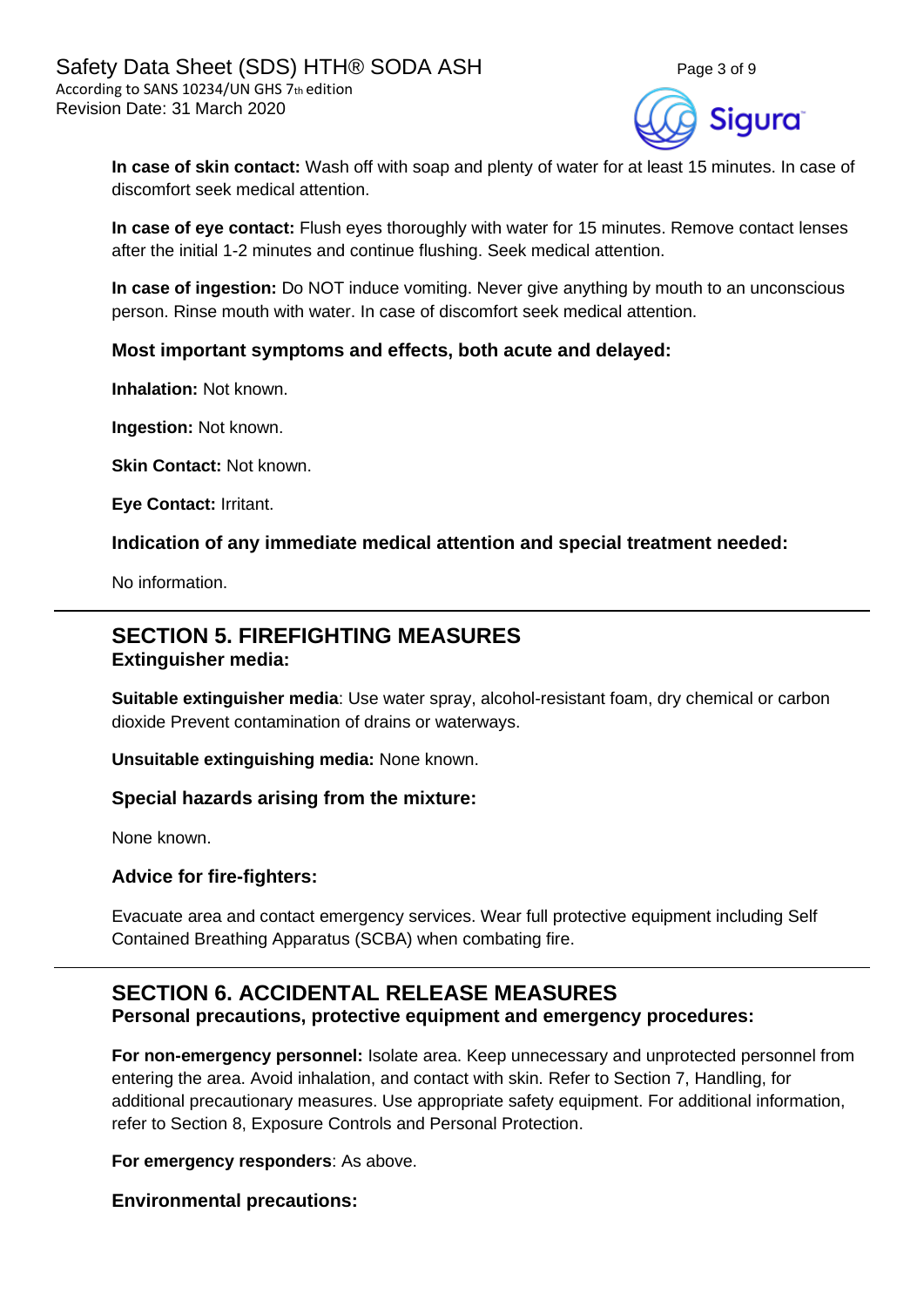**In case of skin contact:** Wash off with soap and plenty of water for at least 15 minutes. In case of discomfort seek medical attention.

**In case of eye contact:** Flush eyes thoroughly with water for 15 minutes. Remove contact lenses after the initial 1-2 minutes and continue flushing. Seek medical attention.

**In case of ingestion:** Do NOT induce vomiting. Never give anything by mouth to an unconscious person. Rinse mouth with water. In case of discomfort seek medical attention.

### Most important symptoms and effects, both acute and delayed:

**Inhalation:** Not known.

**Ingestion:** Not known.

**Skin Contact:** Not known.

**Eye Contact:** Irritant.

### Indication of any immediate medical attention and special treatment needed:

No information.

## SECTION 5. FIREFIGHTING MEASURES

### Extinguisher media:

**Suitable extinguisher media**: Use water spray, alcohol-resistant foam, dry chemical or carbon dioxide Prevent contamination of drains or waterways.

**Unsuitable extinguishing media:** None known.

### Special hazards arising from the mixture:

None known.

### Advice for fire-fighters:

Evacuate area and contact emergency services. Wear full protective equipment including Self Contained Breathing Apparatus (SCBA) when combating fire.

## SECTION 6. ACCIDENTAL RELEASE MEASURES

### Personal precautions, protective equipment and emergency procedures:

**For non-emergency personnel:** Isolate area. Keep unnecessary and unprotected personnel from entering the area. Avoid inhalation, and contact with skin. Refer to Section 7, Handling, for additional precautionary measures. Use appropriate safety equipment. For additional information, refer to Section 8, Exposure Controls and Personal Protection.

**For emergency responders**: As above.

### Environmental precautions: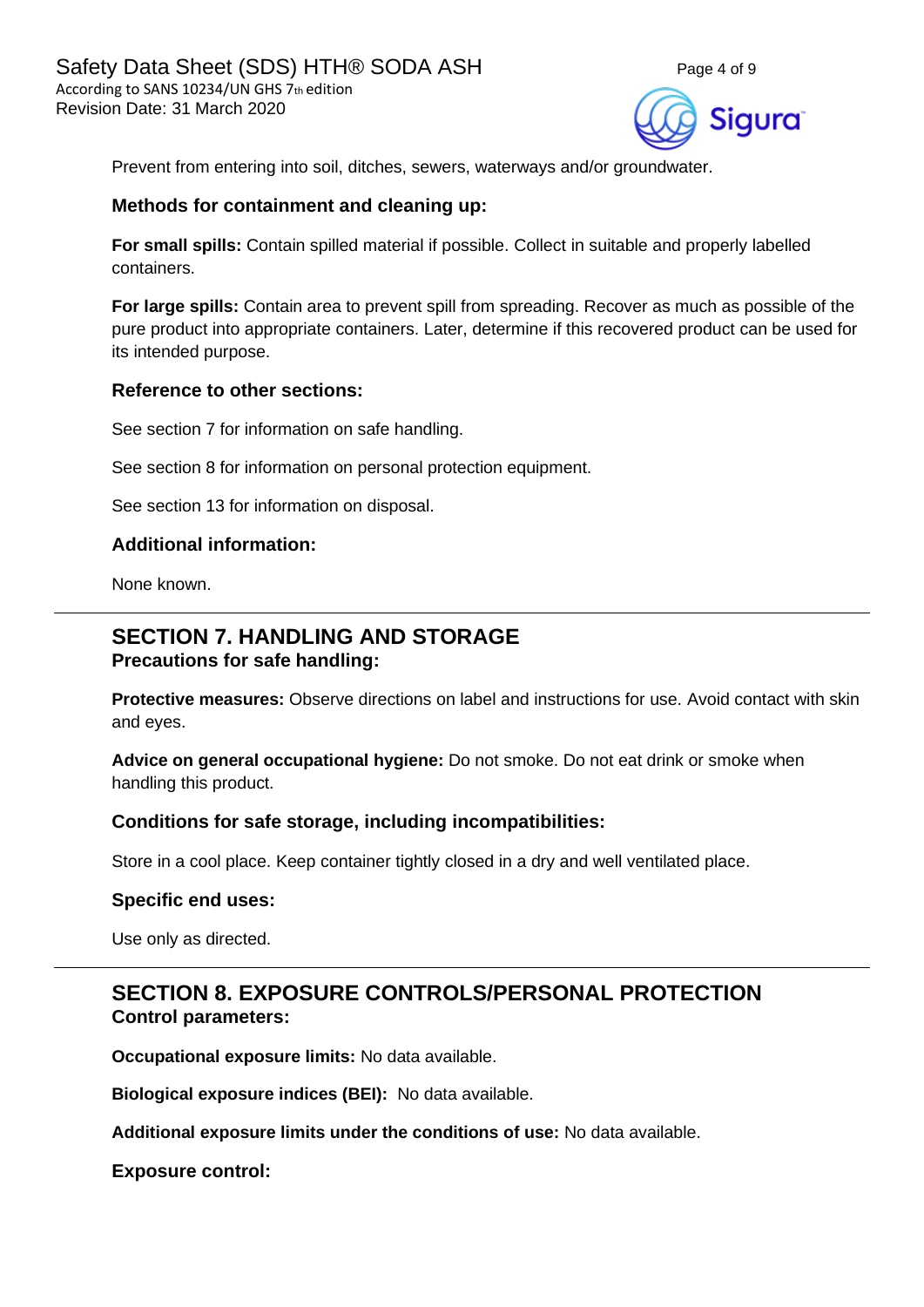Prevent from entering into soil, ditches, sewers, waterways and/or groundwater.

### Methods for containment and cleaning up:

**For small spills:** Contain spilled material if possible. Collect in suitable and properly labelled containers.

**For large spills:** Contain area to prevent spill from spreading. Recover as much as possible of the pure product into appropriate containers. Later, determine if this recovered product can be used for its intended purpose.

### Reference to other sections:

See section 7 for information on safe handling.

See section 8 for information on personal protection equipment.

See section 13 for information on disposal.

### Additional information:

None known.

## SECTION 7. HANDLING AND STORAGE

### Precautions for safe handling:

**Protective measures:** Observe directions on label and instructions for use. Avoid contact with skin and eyes.

**Advice on general occupational hygiene:** Do not smoke. Do not eat drink or smoke when handling this product.

### Conditions for safe storage, including incompatibilities:

Store in a cool place. Keep container tightly closed in a dry and well ventilated place.

### Specific end uses:

Use only as directed.

## SECTION 8. EXPOSURE CONTROLS/PERSONAL PROTECTION

### Control parameters:

**Occupational exposure limits:** No data available.

**Biological exposure indices (BEI):** No data available.

**Additional exposure limits under the conditions of use:** No data available.

### Exposure control: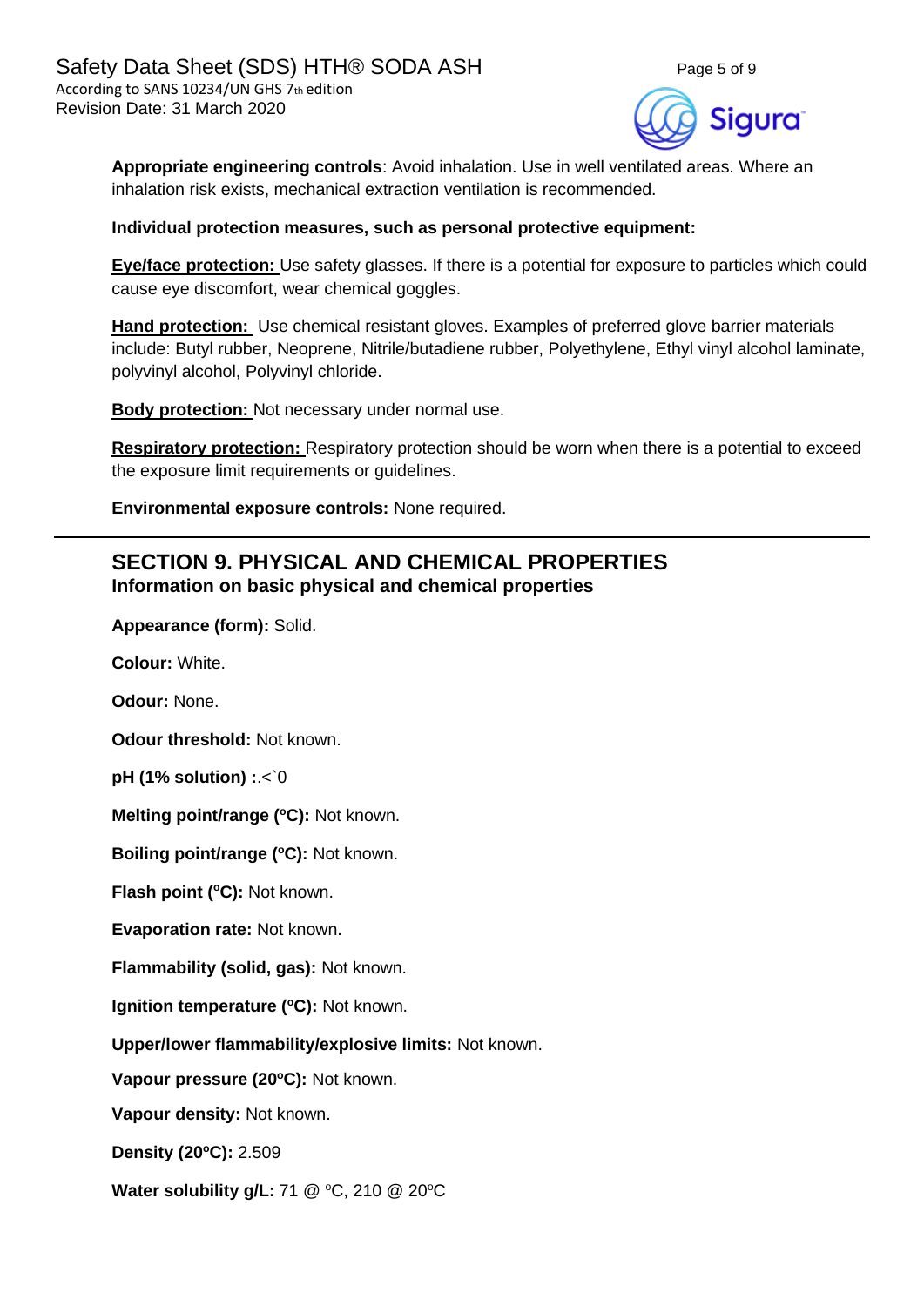**Appropriate engineering controls**: Avoid inhalation. Use in well ventilated areas. Where an inhalation risk exists, mechanical extraction ventilation is recommended.

**Individual protection measures, such as personal protective equipment:**

**Eye/face protection:** Use safety glasses. If there is a potential for exposure to particles which could cause eye discomfort, wear chemical goggles.

**Hand protection:** Use chemical resistant gloves. Examples of preferred glove barrier materials include: Butyl rubber, Neoprene, Nitrile/butadiene rubber, Polyethylene, Ethyl vinyl alcohol laminate, polyvinyl alcohol, Polyvinyl chloride.

**Body protection:** Not necessary under normal use.

**Respiratory protection:** Respiratory protection should be worn when there is a potential to exceed the exposure limit requirements or guidelines.

**Environmental exposure controls:** None required.

## SECTION 9. PHYSICAL AND CHEMICAL PROPERTIES

### Information on basic physical and chemical properties

**Appearance (form):** Solid.

**Colour:** White.

**Odour:** None.

**Odour threshold:** Not known.

**pH (1% solution) :**.<`0

**Melting point/range (ºC):** Not known.

**Boiling point/range (ºC):** Not known.

**Flash point (ºC):** Not known.

**Evaporation rate:** Not known.

**Flammability (solid, gas):** Not known.

**Ignition temperature (ºC):** Not known.

**Upper/lower flammability/explosive limits:** Not known.

**Vapour pressure (20ºC):** Not known.

**Vapour density:** Not known.

**Density (20ºC):** 2.509

**Water solubility g/L:** 71 @ ºC, 210 @ 20ºC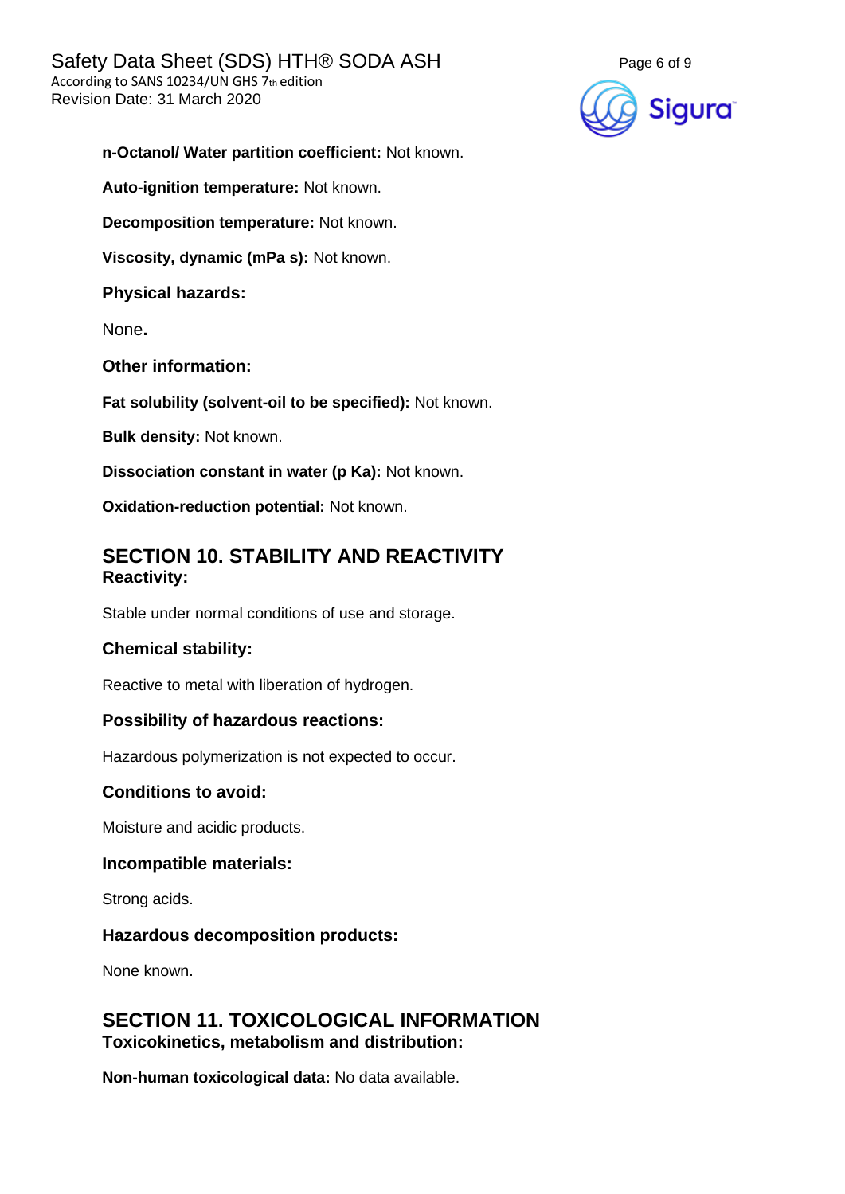**n-Octanol/ Water partition coefficient:** Not known.

**Auto-ignition temperature:** Not known.

**Decomposition temperature:** Not known.

**Viscosity, dynamic (mPa s):** Not known.

**Physical hazards:**

None**.**

**Other information:**

**Fat solubility (solvent-oil to be specified):** Not known.

**Bulk density:** Not known.

**Dissociation constant in water (p Ka):** Not known.

**Oxidation-reduction potential:** Not known.

## SECTION 10. STABILITY AND REACTIVITY

**Reactivity:**

Stable under normal conditions of use and storage.

**Chemical stability:**

Reactive to metal with liberation of hydrogen.

**Possibility of hazardous reactions:**

Hazardous polymerization is not expected to occur.

**Conditions to avoid:**

Moisture and acidic products.

**Incompatible materials:**

Strong acids.

**Hazardous decomposition products:**

None known.

## SECTION 11. TOXICOLOGICAL INFORMATION

**Toxicokinetics, metabolism and distribution:**

**Non-human toxicological data:** No data available.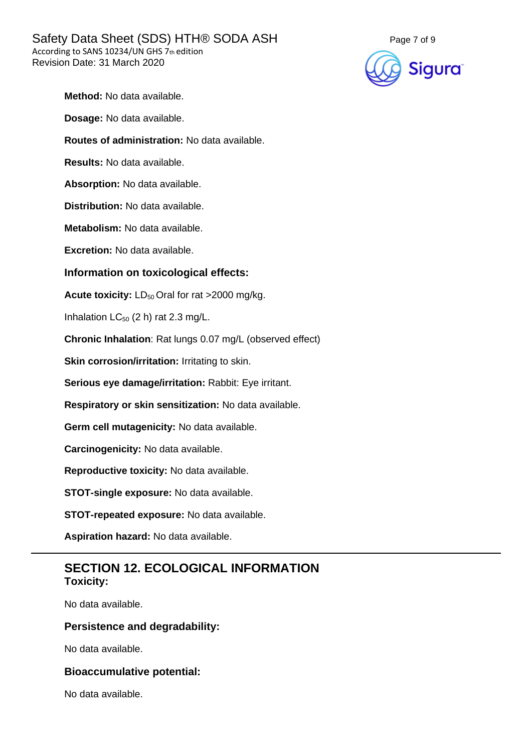**Method:** No data available.

**Dosage:** No data available.

**Routes of administration:** No data available.

**Results:** No data available.

**Absorption:** No data available.

**Distribution:** No data available.

**Metabolism:** No data available.

**Excretion:** No data available.

### Information on toxicological effects:

**Acute toxicity:** $LD_{50}$ Oral for rat >2000 mg/kg.

Inhalation $LC_{50}$ (2 h) rat 2.3 mg/L.

**Chronic Inhalation**: Rat lungs 0.07 mg/L (observed effect)

**Skin corrosion/irritation:** Irritating to skin.

**Serious eye damage/irritation:** Rabbit: Eye irritant.

**Respiratory or skin sensitization:** No data available.

**Germ cell mutagenicity:** No data available.

**Carcinogenicity:** No data available.

**Reproductive toxicity:** No data available.

**STOT-single exposure:** No data available.

**STOT-repeated exposure:** No data available.

**Aspiration hazard:** No data available.

---

## SECTION 12. ECOLOGICAL INFORMATION

### Toxicity:

No data available.

### Persistence and degradability:

No data available.

### Bioaccumulative potential:

No data available.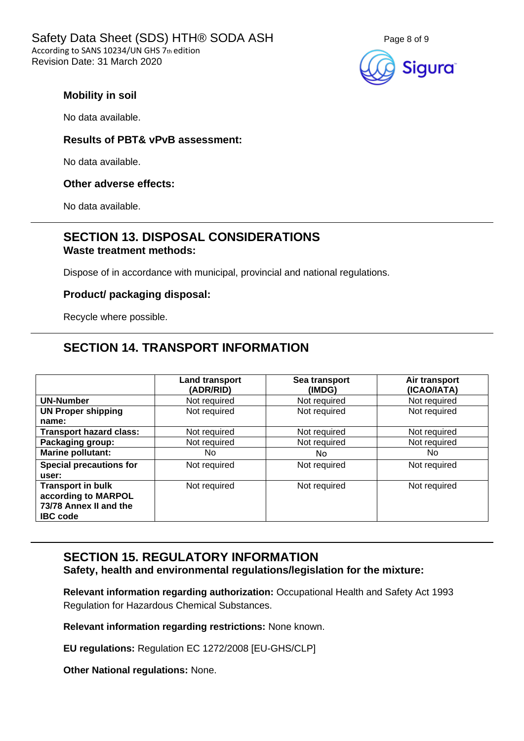### Mobility in soil

No data available.

### Results of PBT& vPvB assessment:

No data available.

### Other adverse effects:

No data available.

## SECTION 13. DISPOSAL CONSIDERATIONS

### Waste treatment methods:

Dispose of in accordance with municipal, provincial and national regulations.

### Product/ packaging disposal:

Recycle where possible.

## SECTION 14. TRANSPORT INFORMATION

| | Land transport (ADR/RID) | Sea transport (IMDG) | Air transport (ICAO/IATA) |
|---|---|---|---|
| **UN-Number** | Not required | Not required | Not required |
| **UN Proper shipping name:** | Not required | Not required | Not required |
| **Transport hazard class:** | Not required | Not required | Not required |
| **Packaging group:** | Not required | Not required | Not required |
| **Marine pollutant:** | No | No | No |
| **Special precautions for user:** | Not required | Not required | Not required |
| **Transport in bulk according to MARPOL 73/78 Annex II and the IBC code** | Not required | Not required | Not required |

## SECTION 15. REGULATORY INFORMATION

### Safety, health and environmental regulations/legislation for the mixture:

**Relevant information regarding authorization:** Occupational Health and Safety Act 1993 Regulation for Hazardous Chemical Substances.

**Relevant information regarding restrictions:** None known.

**EU regulations:** Regulation EC 1272/2008 [EU-GHS/CLP]

**Other National regulations:** None.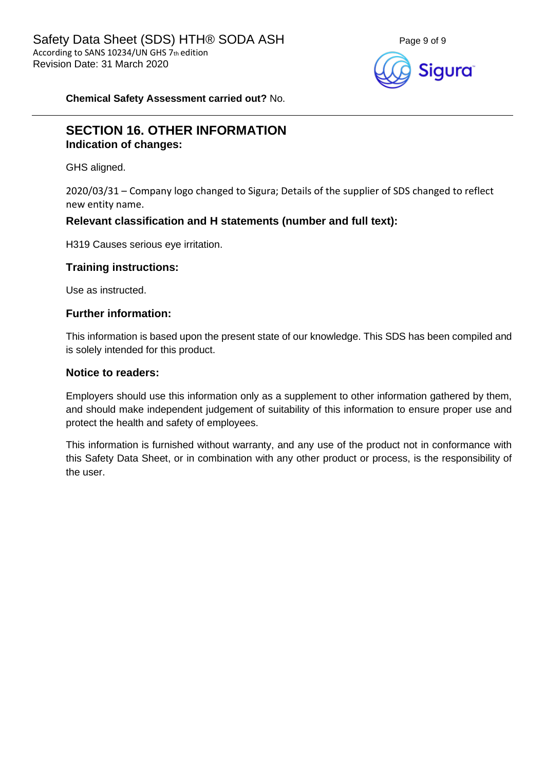**Chemical Safety Assessment carried out?** No.

## SECTION 16. OTHER INFORMATION

**Indication of changes:**

GHS aligned.

2020/03/31 – Company logo changed to Sigura; Details of the supplier of SDS changed to reflect new entity name.

**Relevant classification and H statements (number and full text):**

H319 Causes serious eye irritation.

**Training instructions:**

Use as instructed.

**Further information:**

This information is based upon the present state of our knowledge. This SDS has been compiled and is solely intended for this product.

**Notice to readers:**

Employers should use this information only as a supplement to other information gathered by them, and should make independent judgement of suitability of this information to ensure proper use and protect the health and safety of employees.

This information is furnished without warranty, and any use of the product not in conformance with this Safety Data Sheet, or in combination with any other product or process, is the responsibility of the user.